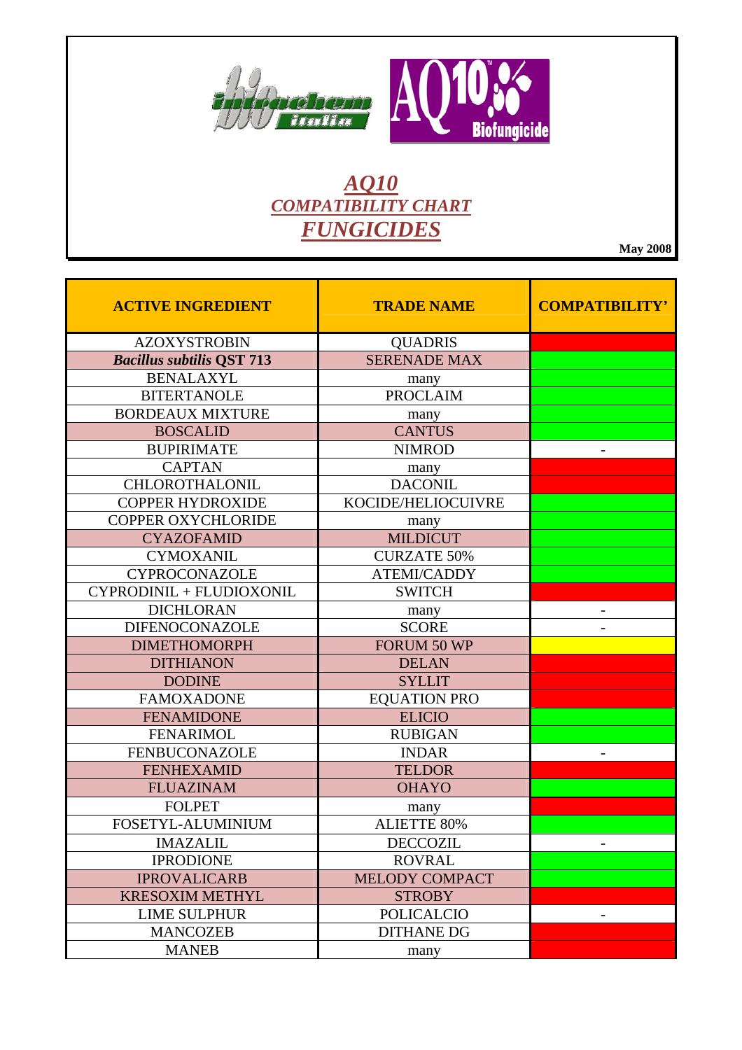intrachem bio italia

AQ10™ Biofungicide

# *AQ10*
## *COMPATIBILITY CHART*
# *FUNGICIDES*

**May 2008**

| ACTIVE INGREDIENT | TRADE NAME | COMPATIBILITY' |
|---|---|---|
| AZOXYSTROBIN | QUADRIS | Red |
| ***Bacillus subtilis* QST 713** | SERENADE MAX | Green |
| BENALAXYL | many | Green |
| BITERTANOLE | PROCLAIM | Green |
| BORDEAUX MIXTURE | many | Green |
| BOSCALID | CANTUS | Green |
| BUPIRIMATE | NIMROD | - |
| CAPTAN | many | Red |
| CHLOROTHALONIL | DACONIL | Red |
| COPPER HYDROXIDE | KOCIDE/HELIOCUIVRE | Green |
| COPPER OXYCHLORIDE | many | Green |
| CYAZOFAMID | MILDICUT | Green |
| CYMOXANIL | CURZATE 50% | Green |
| CYPROCONAZOLE | ATEMI/CADDY | Green |
| CYPRODINIL + FLUDIOXONIL | SWITCH | Red |
| DICHLORAN | many | - |
| DIFENOCONAZOLE | SCORE | - |
| DIMETHOMORPH | FORUM 50 WP | Yellow |
| DITHIANON | DELAN | Red |
| DODINE | SYLLIT | Red |
| FAMOXADONE | EQUATION PRO | Red |
| FENAMIDONE | ELICIO | Green |
| FENARIMOL | RUBIGAN | Green |
| FENBUCONAZOLE | INDAR | - |
| FENHEXAMID | TELDOR | Red |
| FLUAZINAM | OHAYO | Green |
| FOLPET | many | Red |
| FOSETYL-ALUMINIUM | ALIETTE 80% | Green |
| IMAZALIL | DECCOZIL | - |
| IPRODIONE | ROVRAL | Green |
| IPROVALICARB | MELODY COMPACT | Green |
| KRESOXIM METHYL | STROBY | Red |
| LIME SULPHUR | POLICALCIO | - |
| MANCOZEB | DITHANE DG | Red |
| MANEB | many | Red |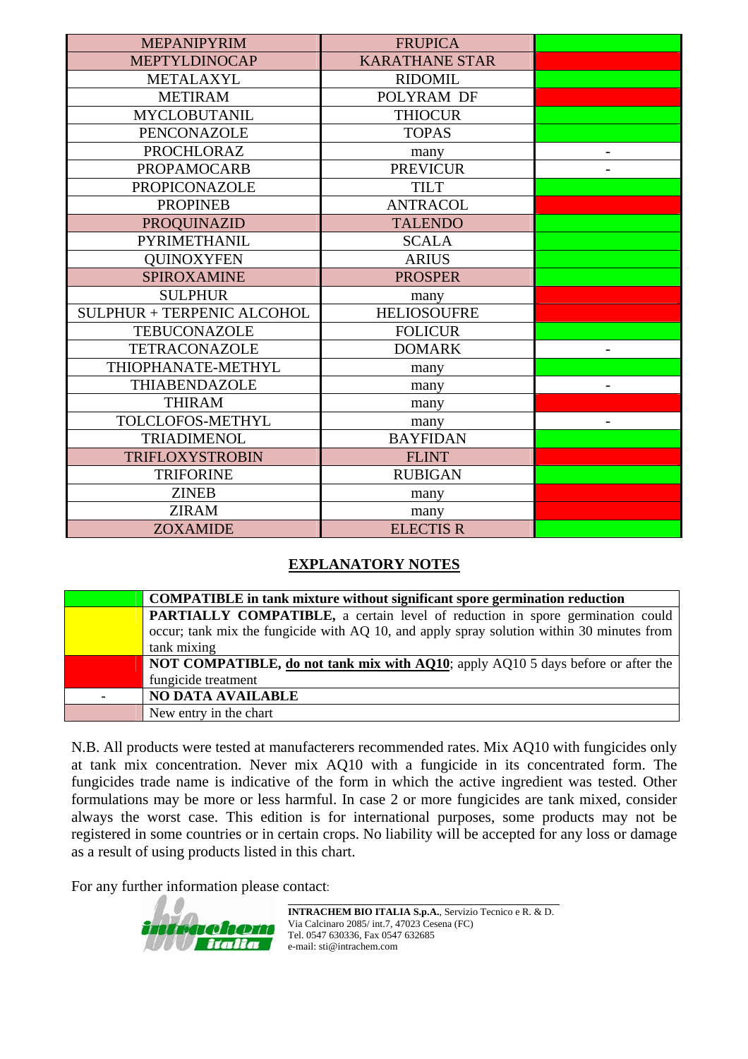| | | |
|---|---|---|
| MEPANIPYRIM | FRUPICA | (green) |
| MEPTYLDINOCAP | KARATHANE STAR | (red) |
| METALAXYL | RIDOMIL | (green) |
| METIRAM | POLYRAM DF | (red) |
| MYCLOBUTANIL | THIOCUR | (green) |
| PENCONAZOLE | TOPAS | (green) |
| PROCHLORAZ | many | - |
| PROPAMOCARB | PREVICUR | - |
| PROPICONAZOLE | TILT | (green) |
| PROPINEB | ANTRACOL | (red) |
| PROQUINAZID | TALENDO | (green) |
| PYRIMETHANIL | SCALA | (green) |
| QUINOXYFEN | ARIUS | (green) |
| SPIROXAMINE | PROSPER | (green) |
| SULPHUR | many | (red) |
| SULPHUR + TERPENIC ALCOHOL | HELIOSOUFRE | (red) |
| TEBUCONAZOLE | FOLICUR | (green) |
| TETRACONAZOLE | DOMARK | - |
| THIOPHANATE-METHYL | many | (green) |
| THIABENDAZOLE | many | - |
| THIRAM | many | (red) |
| TOLCLOFOS-METHYL | many | - |
| TRIADIMENOL | BAYFIDAN | (green) |
| TRIFLOXYSTROBIN | FLINT | (red) |
| TRIFORINE | RUBIGAN | (green) |
| ZINEB | many | (red) |
| ZIRAM | many | (red) |
| ZOXAMIDE | ELECTIS R | (green) |

## EXPLANATORY NOTES

| | |
|---|---|
| (green) | **COMPATIBLE in tank mixture without significant spore germination reduction** |
| (yellow) | **PARTIALLY COMPATIBLE,** a certain level of reduction in spore germination could occur; tank mix the fungicide with AQ 10, and apply spray solution within 30 minutes from tank mixing |
| (red) | **NOT COMPATIBLE, do not tank mix with AQ10**; apply AQ10 5 days before or after the fungicide treatment |
| - | **NO DATA AVAILABLE** |
| (pink) | New entry in the chart |

N.B. All products were tested at manufacterers recommended rates. Mix AQ10 with fungicides only at tank mix concentration. Never mix AQ10 with a fungicide in its concentrated form. The fungicides trade name is indicative of the form in which the active ingredient was tested. Other formulations may be more or less harmful. In case 2 or more fungicides are tank mixed, consider always the worst case. This edition is for international purposes, some products may not be registered in some countries or in certain crops. No liability will be accepted for any loss or damage as a result of using products listed in this chart.

For any further information please contact:

bio intrachem italia

**INTRACHEM BIO ITALIA S.p.A.**, Servizio Tecnico e R. & D.
Via Calcinaro 2085/ int.7, 47023 Cesena (FC)
Tel. 0547 630336, Fax 0547 632685
e-mail: sti@intrachem.com